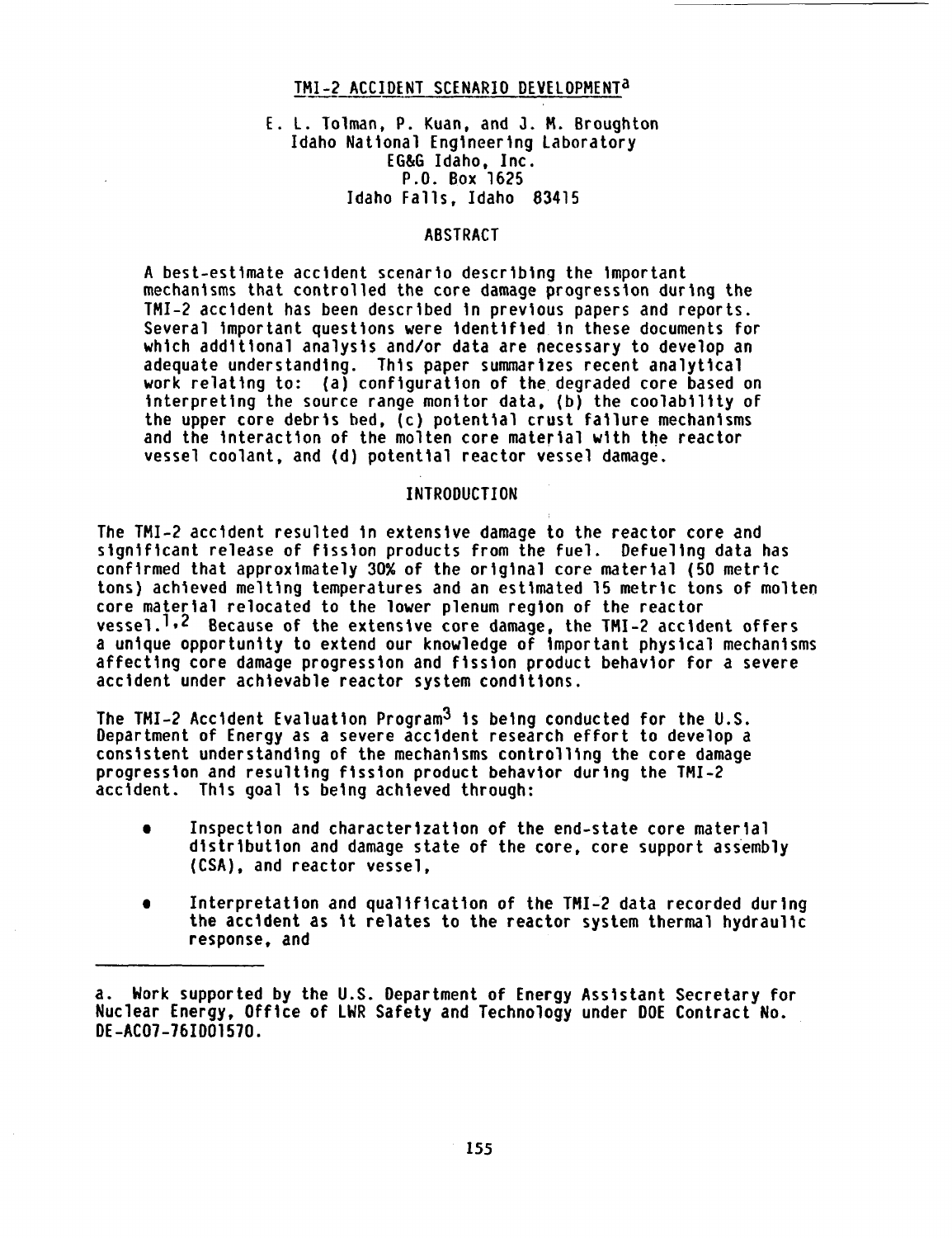# TMI-2 ACCIDENT SCENARIO DEVELOPMENT[a]

E. L. Tolman, P. Kuan, and J. M. Broughton
Idaho National Engineering Laboratory
EG&G Idaho, Inc.
P.O. Box 1625
Idaho Falls, Idaho 83415

## ABSTRACT

A best-estimate accident scenario describing the important mechanisms that controlled the core damage progression during the TMI-2 accident has been described in previous papers and reports. Several important questions were identified in these documents for which additional analysis and/or data are necessary to develop an adequate understanding. This paper summarizes recent analytical work relating to: (a) configuration of the degraded core based on interpreting the source range monitor data, (b) the coolability of the upper core debris bed, (c) potential crust failure mechanisms and the interaction of the molten core material with the reactor vessel coolant, and (d) potential reactor vessel damage.

## INTRODUCTION

The TMI-2 accident resulted in extensive damage to the reactor core and significant release of fission products from the fuel. Defueling data has confirmed that approximately 30% of the original core material (50 metric tons) achieved melting temperatures and an estimated 15 metric tons of molten core material relocated to the lower plenum region of the reactor vessel.[1,2] Because of the extensive core damage, the TMI-2 accident offers a unique opportunity to extend our knowledge of important physical mechanisms affecting core damage progression and fission product behavior for a severe accident under achievable reactor system conditions.

The TMI-2 Accident Evaluation Program[3] is being conducted for the U.S. Department of Energy as a severe accident research effort to develop a consistent understanding of the mechanisms controlling the core damage progression and resulting fission product behavior during the TMI-2 accident. This goal is being achieved through:

- Inspection and characterization of the end-state core material distribution and damage state of the core, core support assembly (CSA), and reactor vessel,
- Interpretation and qualification of the TMI-2 data recorded during the accident as it relates to the reactor system thermal hydraulic response, and

---

a. Work supported by the U.S. Department of Energy Assistant Secretary for Nuclear Energy, Office of LWR Safety and Technology under DOE Contract No. DE-AC07-76ID01570.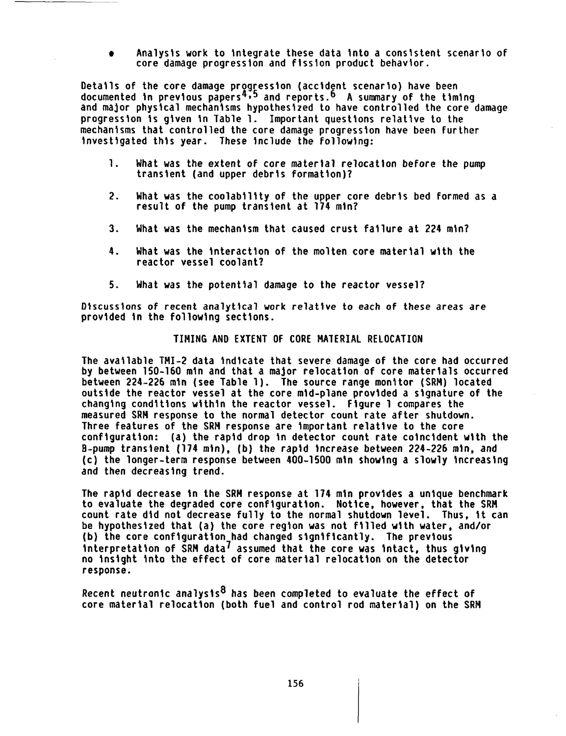- Analysis work to integrate these data into a consistent scenario of core damage progression and fission product behavior.

Details of the core damage progression (accident scenario) have been documented in previous papers[4,5] and reports.[6] A summary of the timing and major physical mechanisms hypothesized to have controlled the core damage progression is given in Table 1. Important questions relative to the mechanisms that controlled the core damage progression have been further investigated this year. These include the following:

1. What was the extent of core material relocation before the pump transient (and upper debris formation)?

2. What was the coolability of the upper core debris bed formed as a result of the pump transient at 174 min?

3. What was the mechanism that caused crust failure at 224 min?

4. What was the interaction of the molten core material with the reactor vessel coolant?

5. What was the potential damage to the reactor vessel?

Discussions of recent analytical work relative to each of these areas are provided in the following sections.

## TIMING AND EXTENT OF CORE MATERIAL RELOCATION

The available TMI-2 data indicate that severe damage of the core had occurred by between 150-160 min and that a major relocation of core materials occurred between 224-226 min (see Table 1). The source range monitor (SRM) located outside the reactor vessel at the core mid-plane provided a signature of the changing conditions within the reactor vessel. Figure 1 compares the measured SRM response to the normal detector count rate after shutdown. Three features of the SRM response are important relative to the core configuration: (a) the rapid drop in detector count rate coincident with the B-pump transient (174 min), (b) the rapid increase between 224-226 min, and (c) the longer-term response between 400-1500 min showing a slowly increasing and then decreasing trend.

The rapid decrease in the SRM response at 174 min provides a unique benchmark to evaluate the degraded core configuration. Notice, however, that the SRM count rate did not decrease fully to the normal shutdown level. Thus, it can be hypothesized that (a) the core region was not filled with water, and/or (b) the core configuration had changed significantly. The previous interpretation of SRM data[7] assumed that the core was intact, thus giving no insight into the effect of core material relocation on the detector response.

Recent neutronic analysis[8] has been completed to evaluate the effect of core material relocation (both fuel and control rod material) on the SRM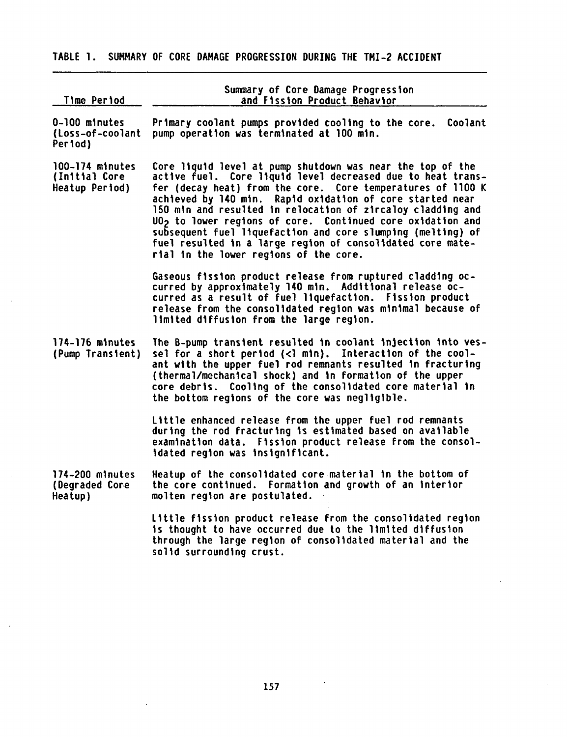TABLE 1. SUMMARY OF CORE DAMAGE PROGRESSION DURING THE TMI-2 ACCIDENT

| Time Period | Summary of Core Damage Progression and Fission Product Behavior |
|---|---|
| 0-100 minutes (Loss-of-coolant Period) | Primary coolant pumps provided cooling to the core. Coolant pump operation was terminated at 100 min. |
| 100-174 minutes (Initial Core Heatup Period) | Core liquid level at pump shutdown was near the top of the active fuel. Core liquid level decreased due to heat transfer (decay heat) from the core. Core temperatures of 1100 K achieved by 140 min. Rapid oxidation of core started near 150 min and resulted in relocation of zircaloy cladding and $UO_2$ to lower regions of core. Continued core oxidation and subsequent fuel liquefaction and core slumping (melting) of fuel resulted in a large region of consolidated core material in the lower regions of the core. |
| | Gaseous fission product release from ruptured cladding occurred by approximately 140 min. Additional release occurred as a result of fuel liquefaction. Fission product release from the consolidated region was minimal because of limited diffusion from the large region. |
| 174-176 minutes (Pump Transient) | The B-pump transient resulted in coolant injection into vessel for a short period (<1 min). Interaction of the coolant with the upper fuel rod remnants resulted in fracturing (thermal/mechanical shock) and in formation of the upper core debris. Cooling of the consolidated core material in the bottom regions of the core was negligible. |
| | Little enhanced release from the upper fuel rod remnants during the rod fracturing is estimated based on available examination data. Fission product release from the consolidated region was insignificant. |
| 174-200 minutes (Degraded Core Heatup) | Heatup of the consolidated core material in the bottom of the core continued. Formation and growth of an interior molten region are postulated. |
| | Little fission product release from the consolidated region is thought to have occurred due to the limited diffusion through the large region of consolidated material and the solid surrounding crust. |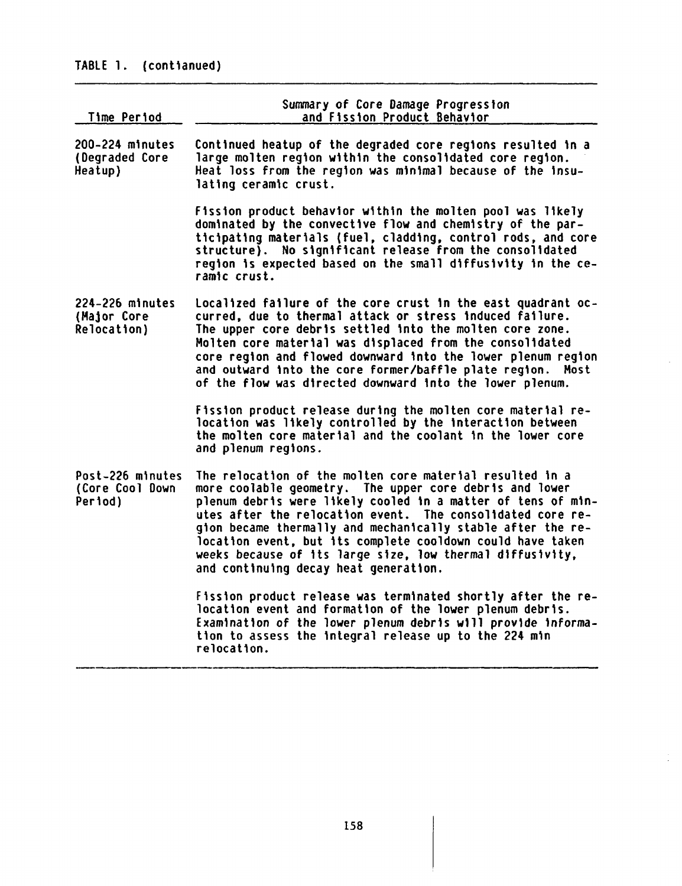TABLE 1. (contianued)

| Time Period | Summary of Core Damage Progression and Fission Product Behavior |
|---|---|
| 200-224 minutes (Degraded Core Heatup) | Continued heatup of the degraded core regions resulted in a large molten region within the consolidated core region. Heat loss from the region was minimal because of the insulating ceramic crust.<br><br>Fission product behavior within the molten pool was likely dominated by the convective flow and chemistry of the participating materials (fuel, cladding, control rods, and core structure). No significant release from the consolidated region is expected based on the small diffusivity in the ceramic crust. |
| 224-226 minutes (Major Core Relocation) | Localized failure of the core crust in the east quadrant occurred, due to thermal attack or stress induced failure. The upper core debris settled into the molten core zone. Molten core material was displaced from the consolidated core region and flowed downward into the lower plenum region and outward into the core former/baffle plate region. Most of the flow was directed downward into the lower plenum.<br><br>Fission product release during the molten core material relocation was likely controlled by the interaction between the molten core material and the coolant in the lower core and plenum regions. |
| Post-226 minutes (Core Cool Down Period) | The relocation of the molten core material resulted in a more coolable geometry. The upper core debris and lower plenum debris were likely cooled in a matter of tens of minutes after the relocation event. The consolidated core region became thermally and mechanically stable after the relocation event, but its complete cooldown could have taken weeks because of its large size, low thermal diffusivity, and continuing decay heat generation.<br><br>Fission product release was terminated shortly after the relocation event and formation of the lower plenum debris. Examination of the lower plenum debris will provide information to assess the integral release up to the 224 min relocation. |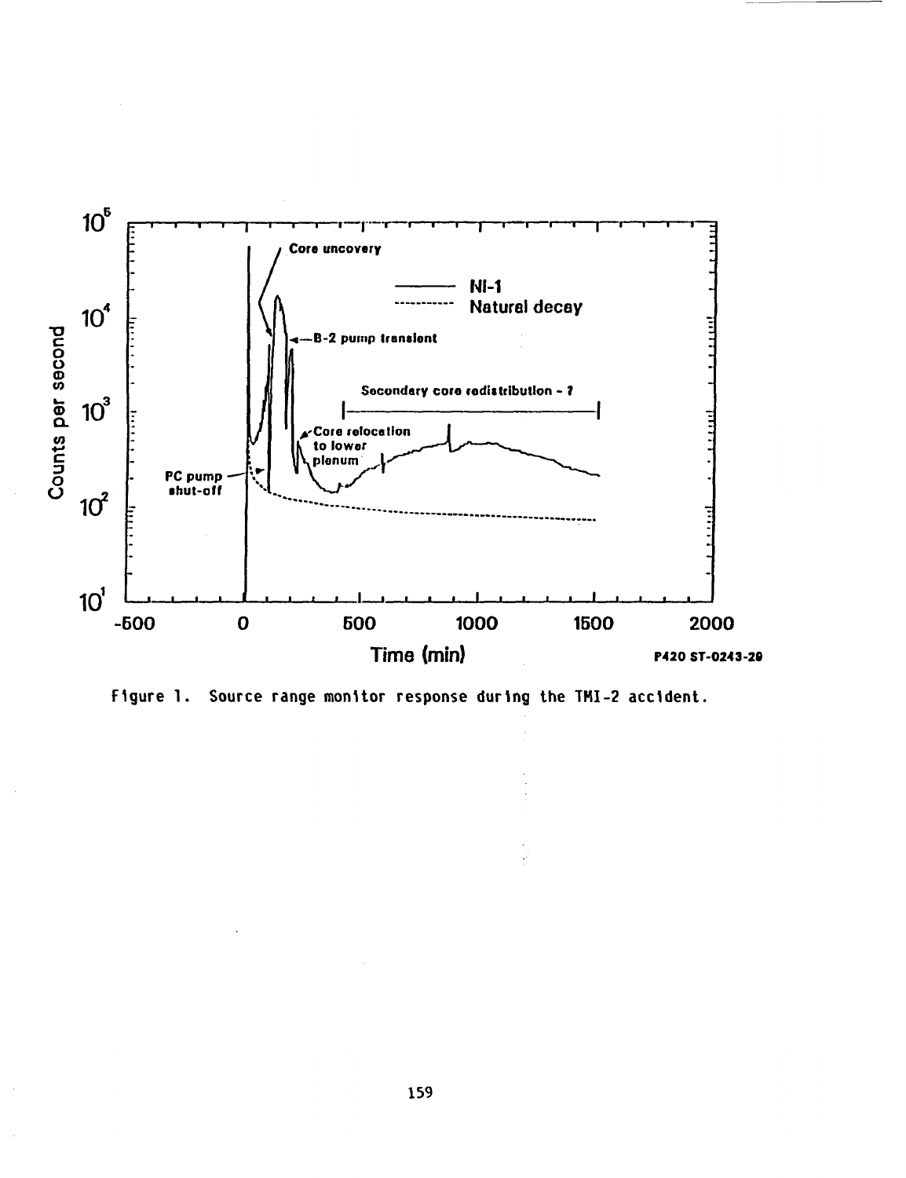Figure 1. Source range monitor response during the TMI-2 accident.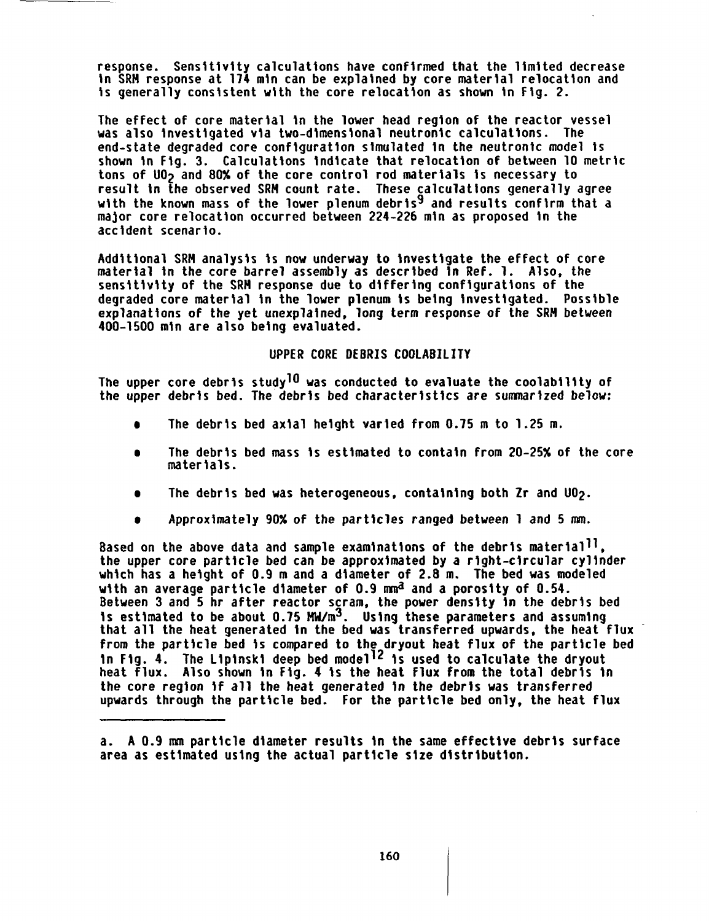response. Sensitivity calculations have confirmed that the limited decrease in SRM response at 174 min can be explained by core material relocation and is generally consistent with the core relocation as shown in Fig. 2.

The effect of core material in the lower head region of the reactor vessel was also investigated via two-dimensional neutronic calculations. The end-state degraded core configuration simulated in the neutronic model is shown in Fig. 3. Calculations indicate that relocation of between 10 metric tons of $UO_2$ and 80% of the core control rod materials is necessary to result in the observed SRM count rate. These calculations generally agree with the known mass of the lower plenum debris[9] and results confirm that a major core relocation occurred between 224-226 min as proposed in the accident scenario.

Additional SRM analysis is now underway to investigate the effect of core material in the core barrel assembly as described in Ref. 1. Also, the sensitivity of the SRM response due to differing configurations of the degraded core material in the lower plenum is being investigated. Possible explanations of the yet unexplained, long term response of the SRM between 400-1500 min are also being evaluated.

## UPPER CORE DEBRIS COOLABILITY

The upper core debris study[10] was conducted to evaluate the coolability of the upper debris bed. The debris bed characteristics are summarized below:

- The debris bed axial height varied from 0.75 m to 1.25 m.
- The debris bed mass is estimated to contain from 20-25% of the core materials.
- The debris bed was heterogeneous, containing both Zr and $UO_2$.
- Approximately 90% of the particles ranged between 1 and 5 mm.

Based on the above data and sample examinations of the debris material[11], the upper core particle bed can be approximated by a right-circular cylinder which has a height of 0.9 m and a diameter of 2.8 m. The bed was modeled with an average particle diameter of 0.9 mm[a] and a porosity of 0.54. Between 3 and 5 hr after reactor scram, the power density in the debris bed is estimated to be about 0.75 $MW/m^3$. Using these parameters and assuming that all the heat generated in the bed was transferred upwards, the heat flux from the particle bed is compared to the dryout heat flux of the particle bed in Fig. 4. The Lipinski deep bed model[12] is used to calculate the dryout heat flux. Also shown in Fig. 4 is the heat flux from the total debris in the core region if all the heat generated in the debris was transferred upwards through the particle bed. For the particle bed only, the heat flux

---

a. A 0.9 mm particle diameter results in the same effective debris surface area as estimated using the actual particle size distribution.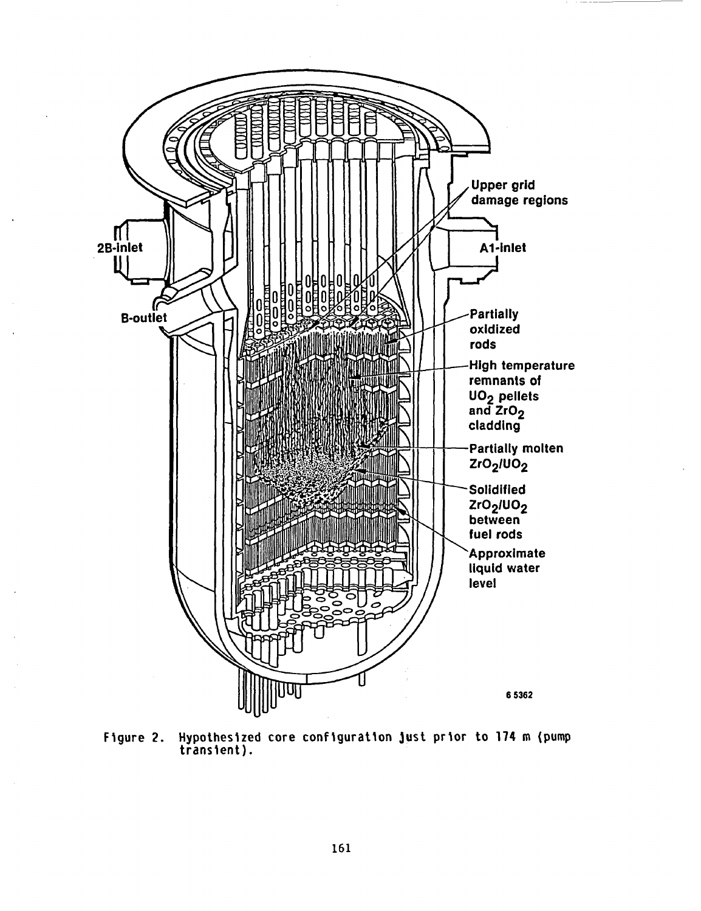Figure 2. Hypothesized core configuration just prior to 174 m (pump transient).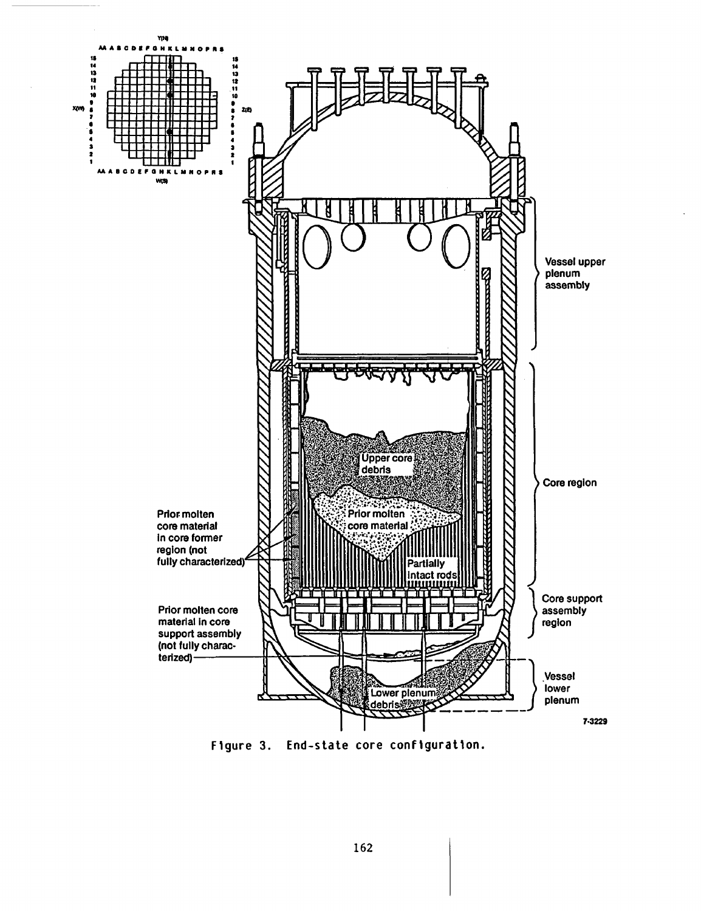Figure 3. End-state core configuration.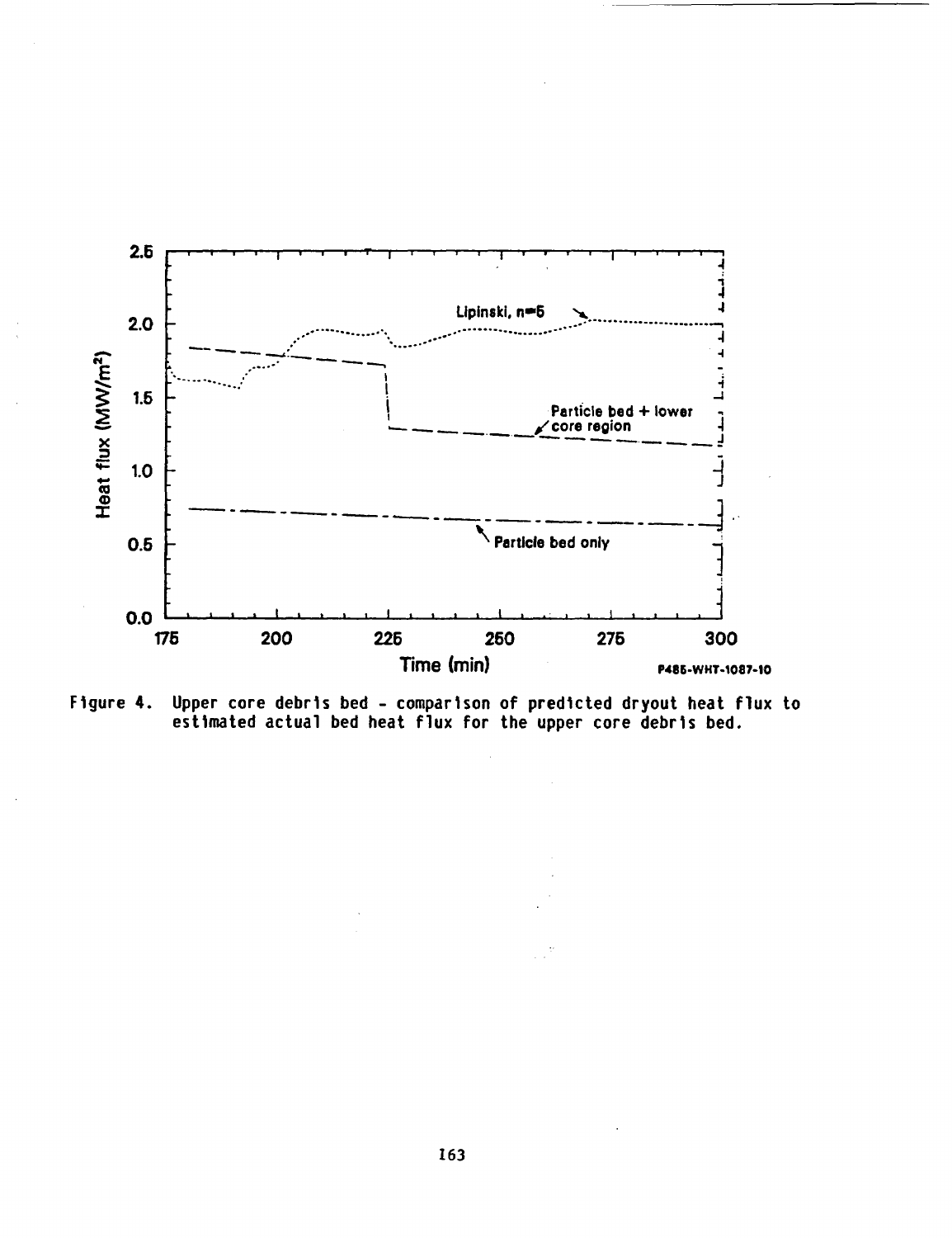Figure 4. Upper core debris bed - comparison of predicted dryout heat flux to estimated actual bed heat flux for the upper core debris bed.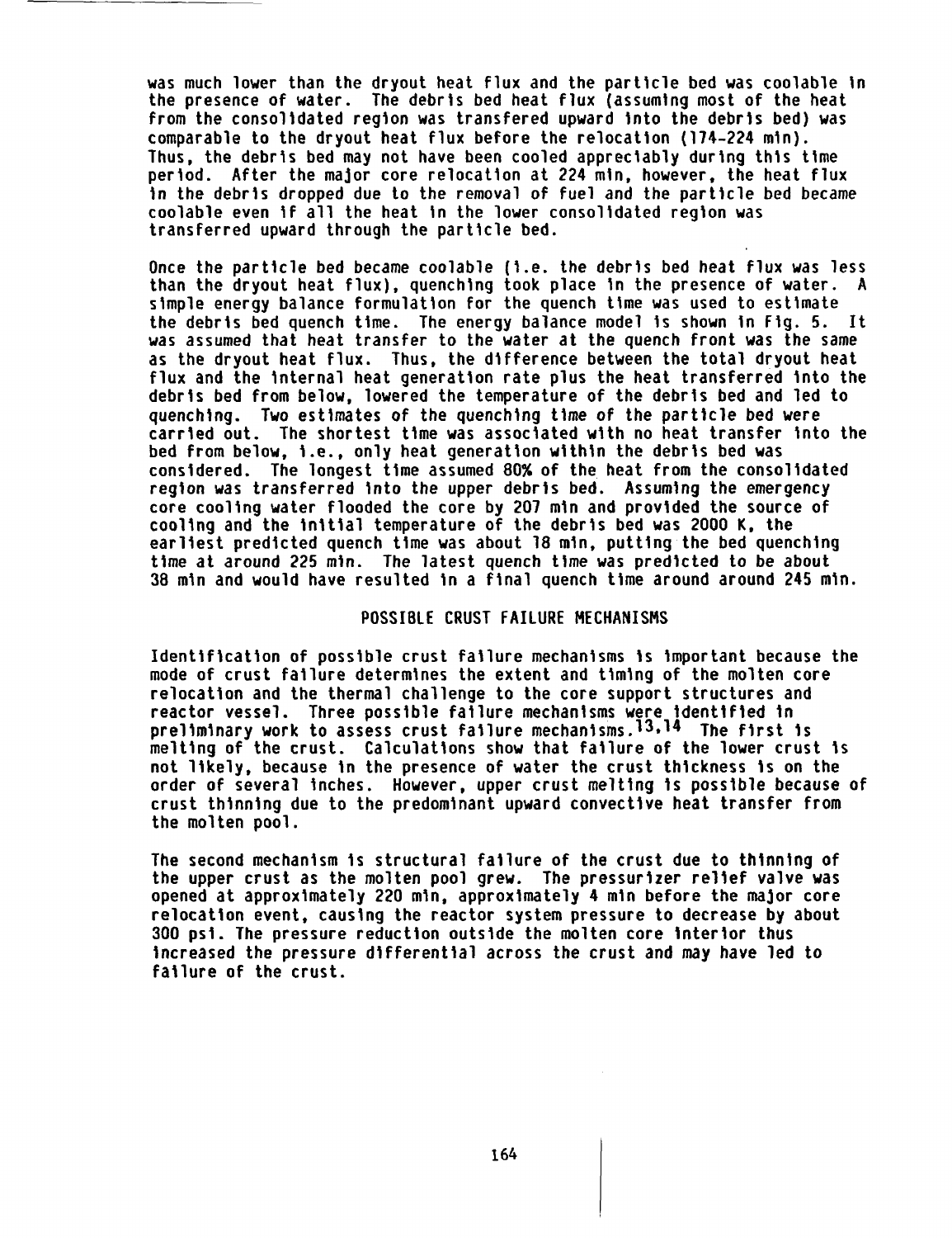was much lower than the dryout heat flux and the particle bed was coolable in the presence of water. The debris bed heat flux (assuming most of the heat from the consolidated region was transfered upward into the debris bed) was comparable to the dryout heat flux before the relocation (174-224 min). Thus, the debris bed may not have been cooled appreciably during this time period. After the major core relocation at 224 min, however, the heat flux in the debris dropped due to the removal of fuel and the particle bed became coolable even if all the heat in the lower consolidated region was transferred upward through the particle bed.

Once the particle bed became coolable (i.e. the debris bed heat flux was less than the dryout heat flux), quenching took place in the presence of water. A simple energy balance formulation for the quench time was used to estimate the debris bed quench time. The energy balance model is shown in Fig. 5. It was assumed that heat transfer to the water at the quench front was the same as the dryout heat flux. Thus, the difference between the total dryout heat flux and the internal heat generation rate plus the heat transferred into the debris bed from below, lowered the temperature of the debris bed and led to quenching. Two estimates of the quenching time of the particle bed were carried out. The shortest time was associated with no heat transfer into the bed from below, i.e., only heat generation within the debris bed was considered. The longest time assumed 80% of the heat from the consolidated region was transferred into the upper debris bed. Assuming the emergency core cooling water flooded the core by 207 min and provided the source of cooling and the initial temperature of the debris bed was 2000 K, the earliest predicted quench time was about 18 min, putting the bed quenching time at around 225 min. The latest quench time was predicted to be about 38 min and would have resulted in a final quench time around around 245 min.

## POSSIBLE CRUST FAILURE MECHANISMS

Identification of possible crust failure mechanisms is important because the mode of crust failure determines the extent and timing of the molten core relocation and the thermal challenge to the core support structures and reactor vessel. Three possible failure mechanisms were identified in preliminary work to assess crust failure mechanisms.[13,14] The first is melting of the crust. Calculations show that failure of the lower crust is not likely, because in the presence of water the crust thickness is on the order of several inches. However, upper crust melting is possible because of crust thinning due to the predominant upward convective heat transfer from the molten pool.

The second mechanism is structural failure of the crust due to thinning of the upper crust as the molten pool grew. The pressurizer relief valve was opened at approximately 220 min, approximately 4 min before the major core relocation event, causing the reactor system pressure to decrease by about 300 psi. The pressure reduction outside the molten core interior thus increased the pressure differential across the crust and may have led to failure of the crust.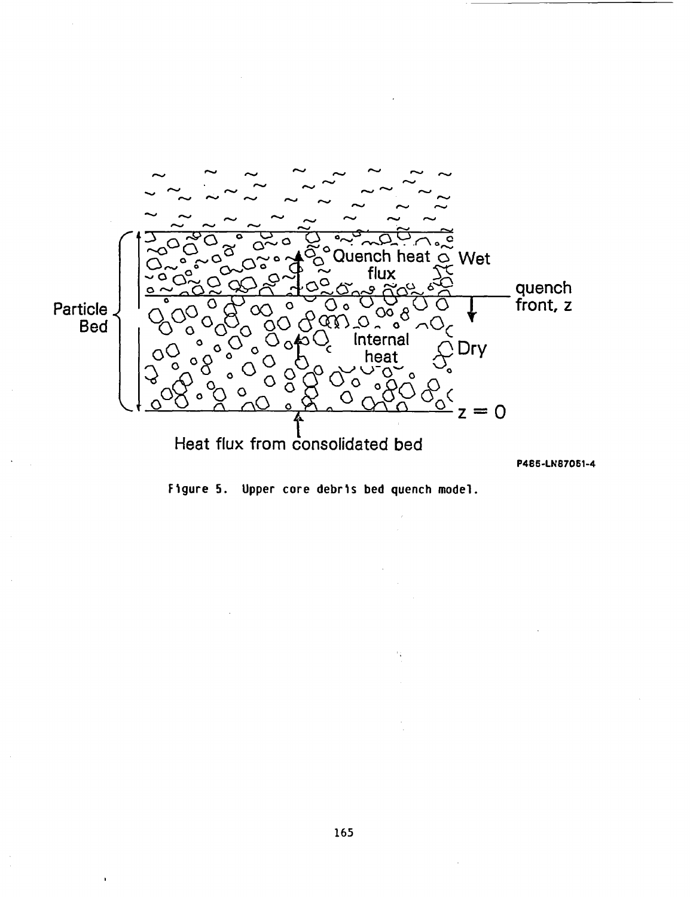Particle Bed

Quench heat flux

Wet

quench front, z

Internal heat

Dry

z = 0

Heat flux from consolidated bed

P485-LN87051-4

Figure 5. Upper core debris bed quench model.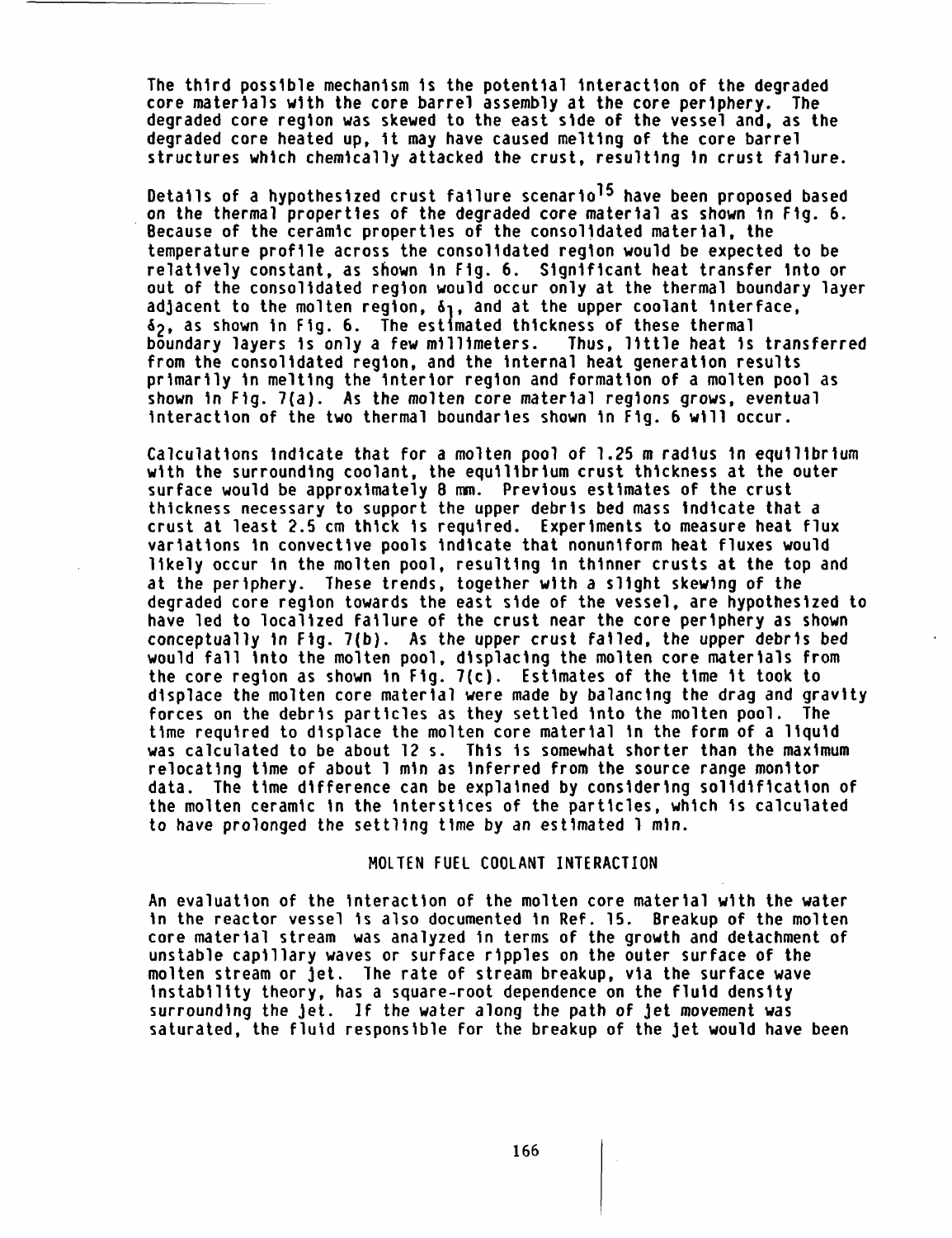The third possible mechanism is the potential interaction of the degraded core materials with the core barrel assembly at the core periphery. The degraded core region was skewed to the east side of the vessel and, as the degraded core heated up, it may have caused melting of the core barrel structures which chemically attacked the crust, resulting in crust failure.

Details of a hypothesized crust failure scenario[15] have been proposed based on the thermal properties of the degraded core material as shown in Fig. 6. Because of the ceramic properties of the consolidated material, the temperature profile across the consolidated region would be expected to be relatively constant, as shown in Fig. 6. Significant heat transfer into or out of the consolidated region would occur only at the thermal boundary layer adjacent to the molten region, $\delta_1$, and at the upper coolant interface, $\delta_2$, as shown in Fig. 6. The estimated thickness of these thermal boundary layers is only a few millimeters. Thus, little heat is transferred from the consolidated region, and the internal heat generation results primarily in melting the interior region and formation of a molten pool as shown in Fig. 7(a). As the molten core material regions grows, eventual interaction of the two thermal boundaries shown in Fig. 6 will occur.

Calculations indicate that for a molten pool of 1.25 m radius in equilibrium with the surrounding coolant, the equilibrium crust thickness at the outer surface would be approximately 8 mm. Previous estimates of the crust thickness necessary to support the upper debris bed mass indicate that a crust at least 2.5 cm thick is required. Experiments to measure heat flux variations in convective pools indicate that nonuniform heat fluxes would likely occur in the molten pool, resulting in thinner crusts at the top and at the periphery. These trends, together with a slight skewing of the degraded core region towards the east side of the vessel, are hypothesized to have led to localized failure of the crust near the core periphery as shown conceptually in Fig. 7(b). As the upper crust failed, the upper debris bed would fall into the molten pool, displacing the molten core materials from the core region as shown in Fig. 7(c). Estimates of the time it took to displace the molten core material were made by balancing the drag and gravity forces on the debris particles as they settled into the molten pool. The time required to displace the molten core material in the form of a liquid was calculated to be about 12 s. This is somewhat shorter than the maximum relocating time of about 1 min as inferred from the source range monitor data. The time difference can be explained by considering solidification of the molten ceramic in the interstices of the particles, which is calculated to have prolonged the settling time by an estimated 1 min.

## MOLTEN FUEL COOLANT INTERACTION

An evaluation of the interaction of the molten core material with the water in the reactor vessel is also documented in Ref. 15. Breakup of the molten core material stream was analyzed in terms of the growth and detachment of unstable capillary waves or surface ripples on the outer surface of the molten stream or jet. The rate of stream breakup, via the surface wave instability theory, has a square-root dependence on the fluid density surrounding the jet. If the water along the path of jet movement was saturated, the fluid responsible for the breakup of the jet would have been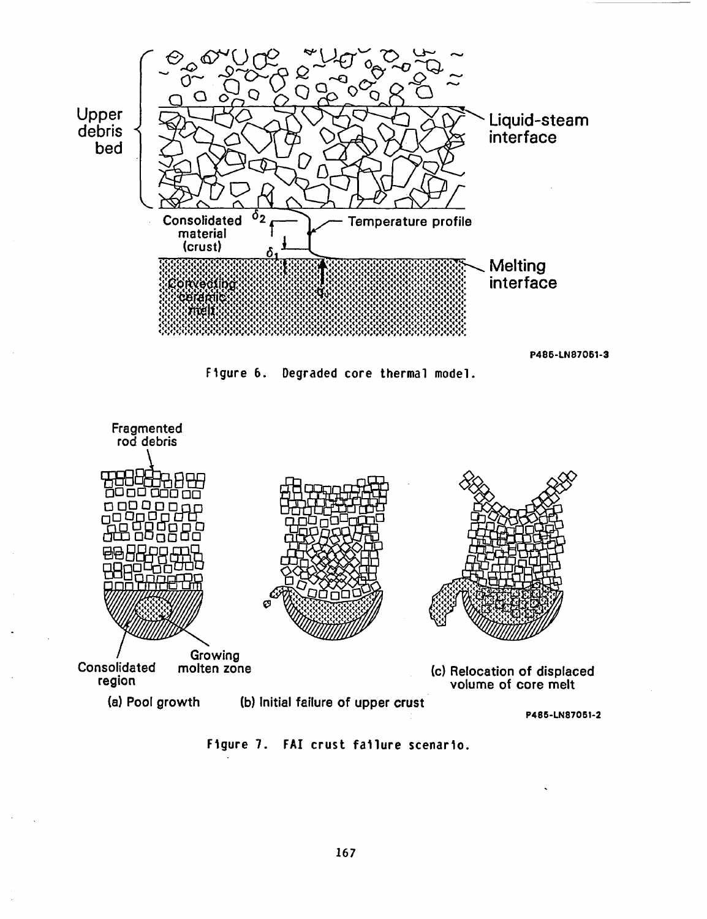Upper debris bed

Liquid-steam interface

Consolidated material (crust)

$\delta_2$

$\delta_1$

Temperature profile

Melting interface

Convecting ceramic melt

$q$

P485-LN87051-3

Figure 6. Degraded core thermal model.

Fragmented rod debris

Consolidated region

Growing molten zone

(a) Pool growth

(b) Initial failure of upper crust

(c) Relocation of displaced volume of core melt

P485-LN87051-2

Figure 7. FAI crust failure scenario.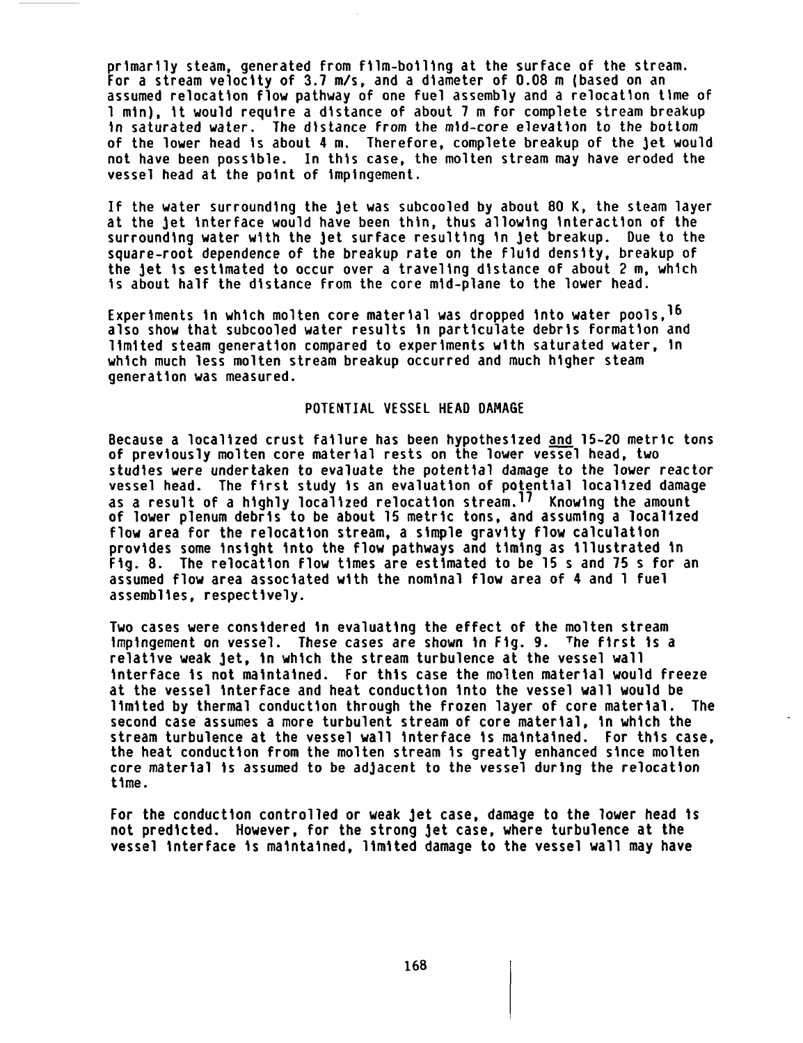primarily steam, generated from film-boiling at the surface of the stream. For a stream velocity of 3.7 m/s, and a diameter of 0.08 m (based on an assumed relocation flow pathway of one fuel assembly and a relocation time of 1 min), it would require a distance of about 7 m for complete stream breakup in saturated water. The distance from the mid-core elevation to the bottom of the lower head is about 4 m. Therefore, complete breakup of the jet would not have been possible. In this case, the molten stream may have eroded the vessel head at the point of impingement.

If the water surrounding the jet was subcooled by about 80 K, the steam layer at the jet interface would have been thin, thus allowing interaction of the surrounding water with the jet surface resulting in jet breakup. Due to the square-root dependence of the breakup rate on the fluid density, breakup of the jet is estimated to occur over a traveling distance of about 2 m, which is about half the distance from the core mid-plane to the lower head.

Experiments in which molten core material was dropped into water pools,[16] also show that subcooled water results in particulate debris formation and limited steam generation compared to experiments with saturated water, in which much less molten stream breakup occurred and much higher steam generation was measured.

## POTENTIAL VESSEL HEAD DAMAGE

Because a localized crust failure has been hypothesized and 15-20 metric tons of previously molten core material rests on the lower vessel head, two studies were undertaken to evaluate the potential damage to the lower reactor vessel head. The first study is an evaluation of potential localized damage as a result of a highly localized relocation stream.[17] Knowing the amount of lower plenum debris to be about 15 metric tons, and assuming a localized flow area for the relocation stream, a simple gravity flow calculation provides some insight into the flow pathways and timing as illustrated in Fig. 8. The relocation flow times are estimated to be 15 s and 75 s for an assumed flow area associated with the nominal flow area of 4 and 1 fuel assemblies, respectively.

Two cases were considered in evaluating the effect of the molten stream impingement on vessel. These cases are shown in Fig. 9. The first is a relative weak jet, in which the stream turbulence at the vessel wall interface is not maintained. For this case the molten material would freeze at the vessel interface and heat conduction into the vessel wall would be limited by thermal conduction through the frozen layer of core material. The second case assumes a more turbulent stream of core material, in which the stream turbulence at the vessel wall interface is maintained. For this case, the heat conduction from the molten stream is greatly enhanced since molten core material is assumed to be adjacent to the vessel during the relocation time.

For the conduction controlled or weak jet case, damage to the lower head is not predicted. However, for the strong jet case, where turbulence at the vessel interface is maintained, limited damage to the vessel wall may have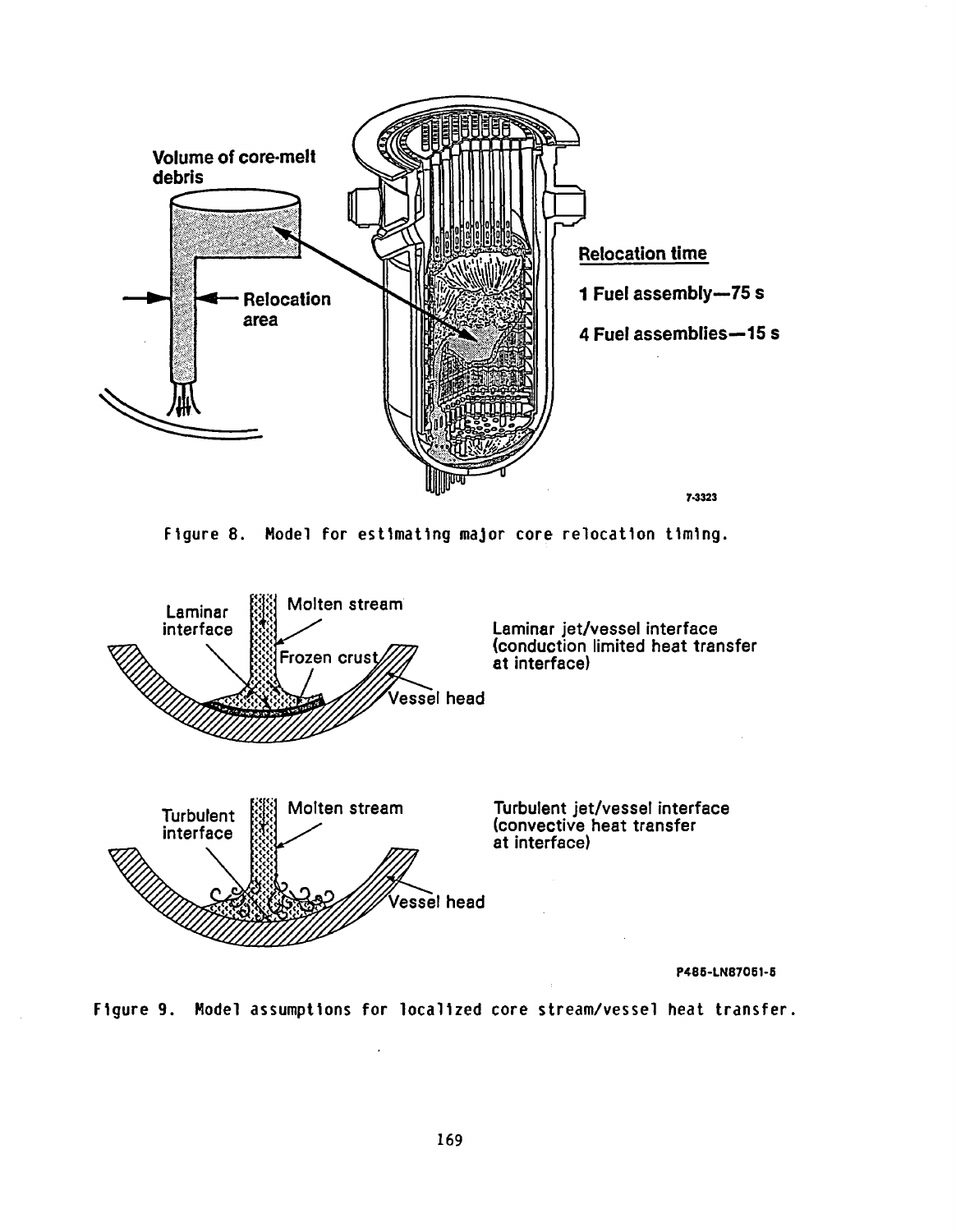Figure 8. Model for estimating major core relocation timing.

Figure 9. Model assumptions for localized core stream/vessel heat transfer.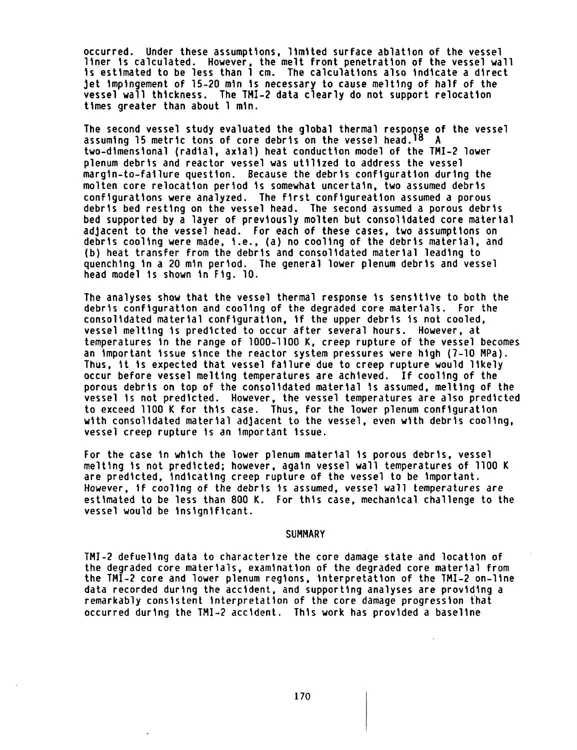occurred. Under these assumptions, limited surface ablation of the vessel liner is calculated. However, the melt front penetration of the vessel wall is estimated to be less than 1 cm. The calculations also indicate a direct jet impingement of 15-20 min is necessary to cause melting of half of the vessel wall thickness. The TMI-2 data clearly do not support relocation times greater than about 1 min.

The second vessel study evaluated the global thermal response of the vessel assuming 15 metric tons of core debris on the vessel head.[18] A two-dimensional (radial, axial) heat conduction model of the TMI-2 lower plenum debris and reactor vessel was utilized to address the vessel margin-to-failure question. Because the debris configuration during the molten core relocation period is somewhat uncertain, two assumed debris configurations were analyzed. The first configureation assumed a porous debris bed resting on the vessel head. The second assumed a porous debris bed supported by a layer of previously molten but consolidated core material adjacent to the vessel head. For each of these cases, two assumptions on debris cooling were made, i.e., (a) no cooling of the debris material, and (b) heat transfer from the debris and consolidated material leading to quenching in a 20 min period. The general lower plenum debris and vessel head model is shown in Fig. 10.

The analyses show that the vessel thermal response is sensitive to both the debris configuration and cooling of the degraded core materials. For the consolidated material configuration, if the upper debris is not cooled, vessel melting is predicted to occur after several hours. However, at temperatures in the range of 1000-1100 K, creep rupture of the vessel becomes an important issue since the reactor system pressures were high (7-10 MPa). Thus, it is expected that vessel failure due to creep rupture would likely occur before vessel melting temperatures are achieved. If cooling of the porous debris on top of the consolidated material is assumed, melting of the vessel is not predicted. However, the vessel temperatures are also predicted to exceed 1100 K for this case. Thus, for the lower plenum configuration with consolidated material adjacent to the vessel, even with debris cooling, vessel creep rupture is an important issue.

For the case in which the lower plenum material is porous debris, vessel melting is not predicted; however, again vessel wall temperatures of 1100 K are predicted, indicating creep rupture of the vessel to be important. However, if cooling of the debris is assumed, vessel wall temperatures are estimated to be less than 800 K. For this case, mechanical challenge to the vessel would be insignificant.

## SUMMARY

TMI-2 defueling data to characterize the core damage state and location of the degraded core materials, examination of the degraded core material from the TMI-2 core and lower plenum regions, interpretation of the TMI-2 on-line data recorded during the accident, and supporting analyses are providing a remarkably consistent interpretation of the core damage progression that occurred during the TMI-2 accident. This work has provided a baseline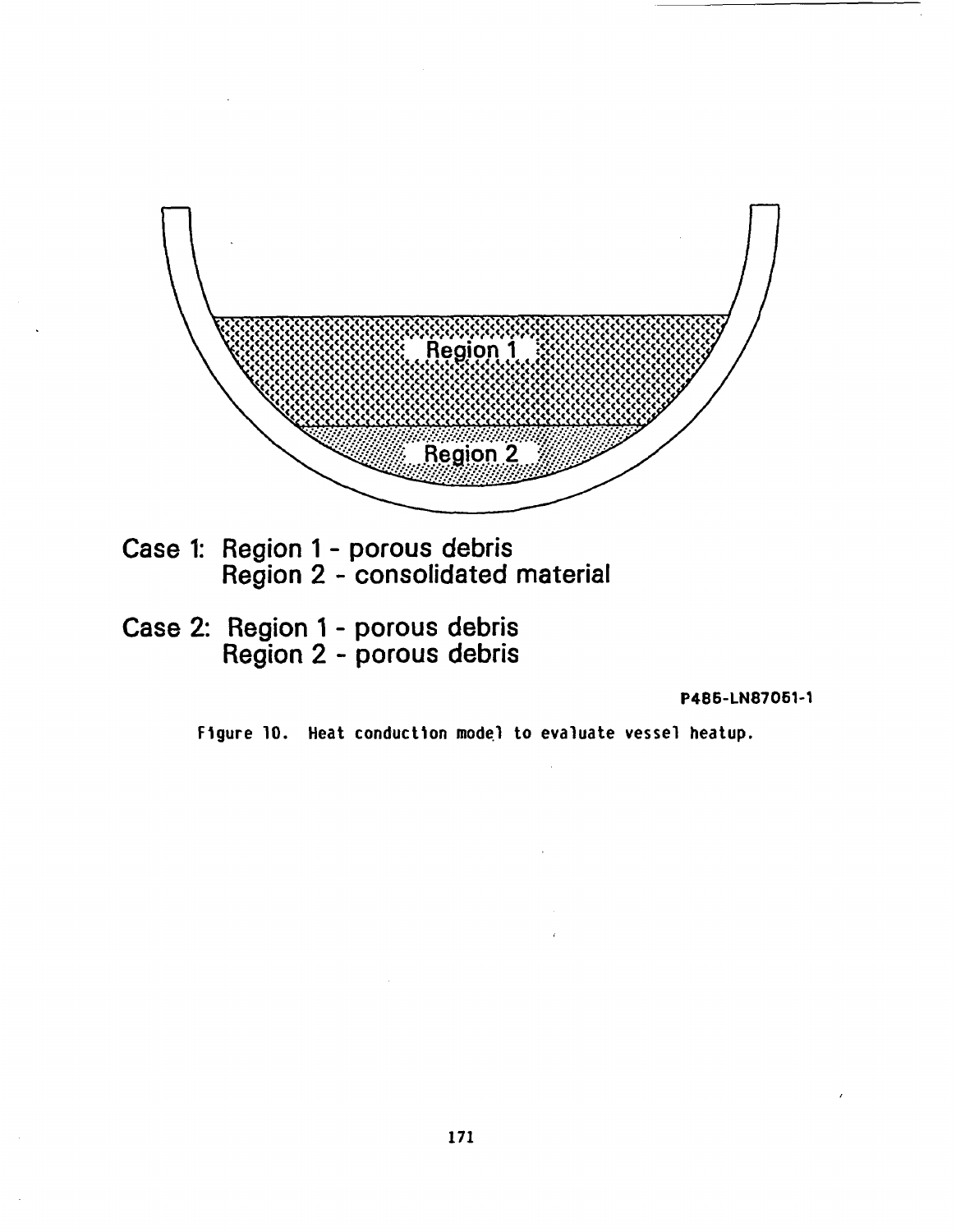Region 1

Region 2

Case 1: Region 1 - porous debris
Region 2 - consolidated material

Case 2: Region 1 - porous debris
Region 2 - porous debris

P486-LN87051-1

Figure 10. Heat conduction model to evaluate vessel heatup.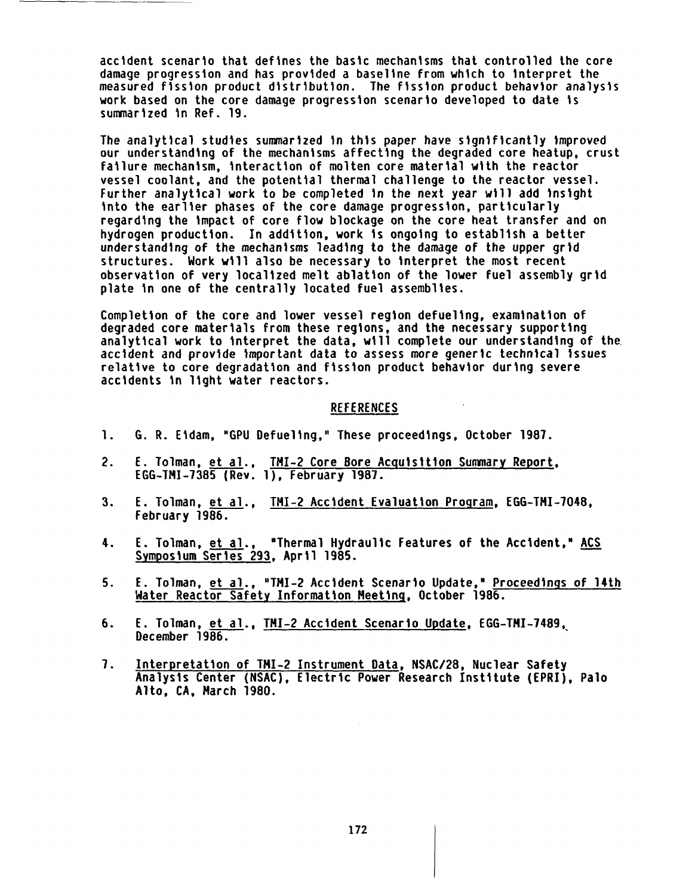accident scenario that defines the basic mechanisms that controlled the core damage progression and has provided a baseline from which to interpret the measured fission product distribution. The fission product behavior analysis work based on the core damage progression scenario developed to date is summarized in Ref. 19.

The analytical studies summarized in this paper have significantly improved our understanding of the mechanisms affecting the degraded core heatup, crust failure mechanism, interaction of molten core material with the reactor vessel coolant, and the potential thermal challenge to the reactor vessel. Further analytical work to be completed in the next year will add insight into the earlier phases of the core damage progression, particularly regarding the impact of core flow blockage on the core heat transfer and on hydrogen production. In addition, work is ongoing to establish a better understanding of the mechanisms leading to the damage of the upper grid structures. Work will also be necessary to interpret the most recent observation of very localized melt ablation of the lower fuel assembly grid plate in one of the centrally located fuel assemblies.

Completion of the core and lower vessel region defueling, examination of degraded core materials from these regions, and the necessary supporting analytical work to interpret the data, will complete our understanding of the accident and provide important data to assess more generic technical issues relative to core degradation and fission product behavior during severe accidents in light water reactors.

## REFERENCES

1. G. R. Eidam, "GPU Defueling," These proceedings, October 1987.

2. E. Tolman, et al., TMI-2 Core Bore Acquisition Summary Report, EGG-TMI-7385 (Rev. 1), February 1987.

3. E. Tolman, et al., TMI-2 Accident Evaluation Program, EGG-TMI-7048, February 1986.

4. E. Tolman, et al., "Thermal Hydraulic Features of the Accident," ACS Symposium Series 293, April 1985.

5. E. Tolman, et al., "TMI-2 Accident Scenario Update," Proceedings of 14th Water Reactor Safety Information Meeting, October 1986.

6. E. Tolman, et al., TMI-2 Accident Scenario Update, EGG-TMI-7489, December 1986.

7. Interpretation of TMI-2 Instrument Data, NSAC/28, Nuclear Safety Analysis Center (NSAC), Electric Power Research Institute (EPRI), Palo Alto, CA, March 1980.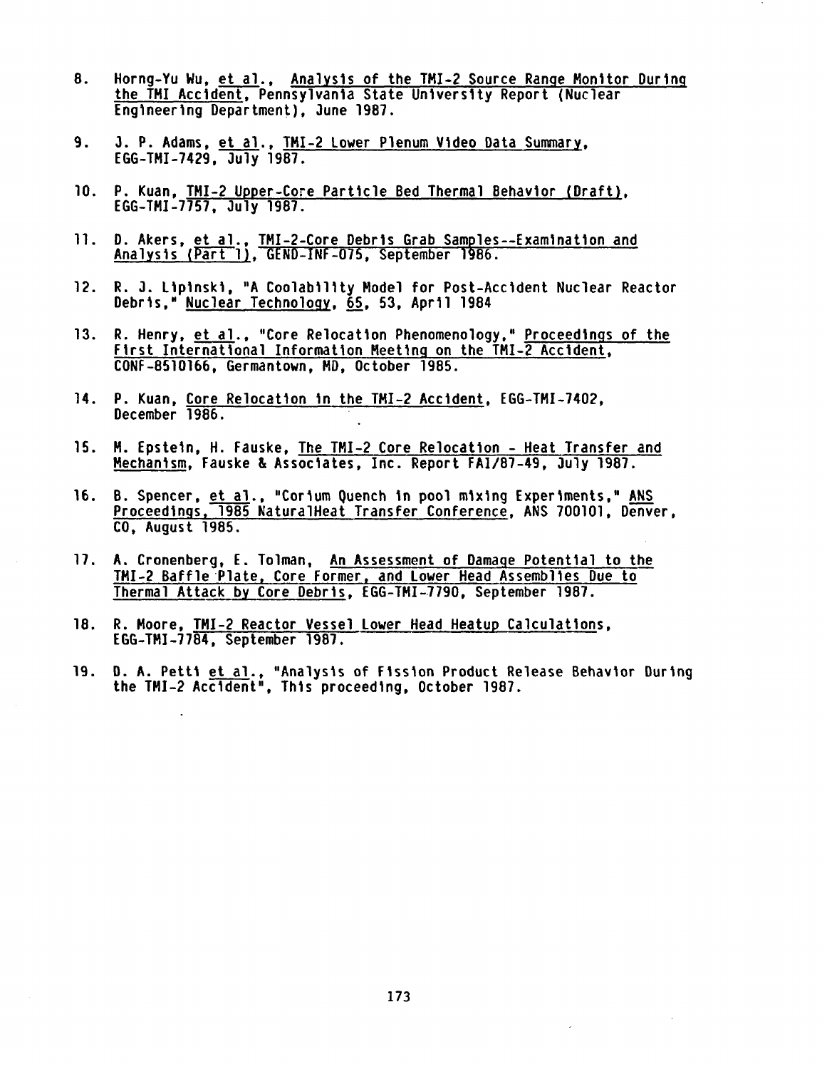8. Horng-Yu Wu, et al., Analysis of the TMI-2 Source Range Monitor During the TMI Accident, Pennsylvania State University Report (Nuclear Engineering Department), June 1987.

9. J. P. Adams, et al., TMI-2 Lower Plenum Video Data Summary, EGG-TMI-7429, July 1987.

10. P. Kuan, TMI-2 Upper-Core Particle Bed Thermal Behavior (Draft), EGG-TMI-7757, July 1987.

11. D. Akers, et al., TMI-2-Core Debris Grab Samples--Examination and Analysis (Part 1), GEND-INF-075, September 1986.

12. R. J. Lipinski, "A Coolability Model for Post-Accident Nuclear Reactor Debris," Nuclear Technology, 65, 53, April 1984

13. R. Henry, et al., "Core Relocation Phenomenology," Proceedings of the First International Information Meeting on the TMI-2 Accident, CONF-8510166, Germantown, MD, October 1985.

14. P. Kuan, Core Relocation in the TMI-2 Accident, EGG-TMI-7402, December 1986.

15. M. Epstein, H. Fauske, The TMI-2 Core Relocation - Heat Transfer and Mechanism, Fauske & Associates, Inc. Report FAI/87-49, July 1987.

16. B. Spencer, et al., "Corium Quench in pool mixing Experiments," ANS Proceedings, 1985 NaturalHeat Transfer Conference, ANS 700101, Denver, CO, August 1985.

17. A. Cronenberg, E. Tolman, An Assessment of Damage Potential to the TMI-2 Baffle Plate, Core Former, and Lower Head Assemblies Due to Thermal Attack by Core Debris, EGG-TMI-7790, September 1987.

18. R. Moore, TMI-2 Reactor Vessel Lower Head Heatup Calculations, EGG-TMI-7784, September 1987.

19. D. A. Petti et al., "Analysis of Fission Product Release Behavior During the TMI-2 Accident", This proceeding, October 1987.